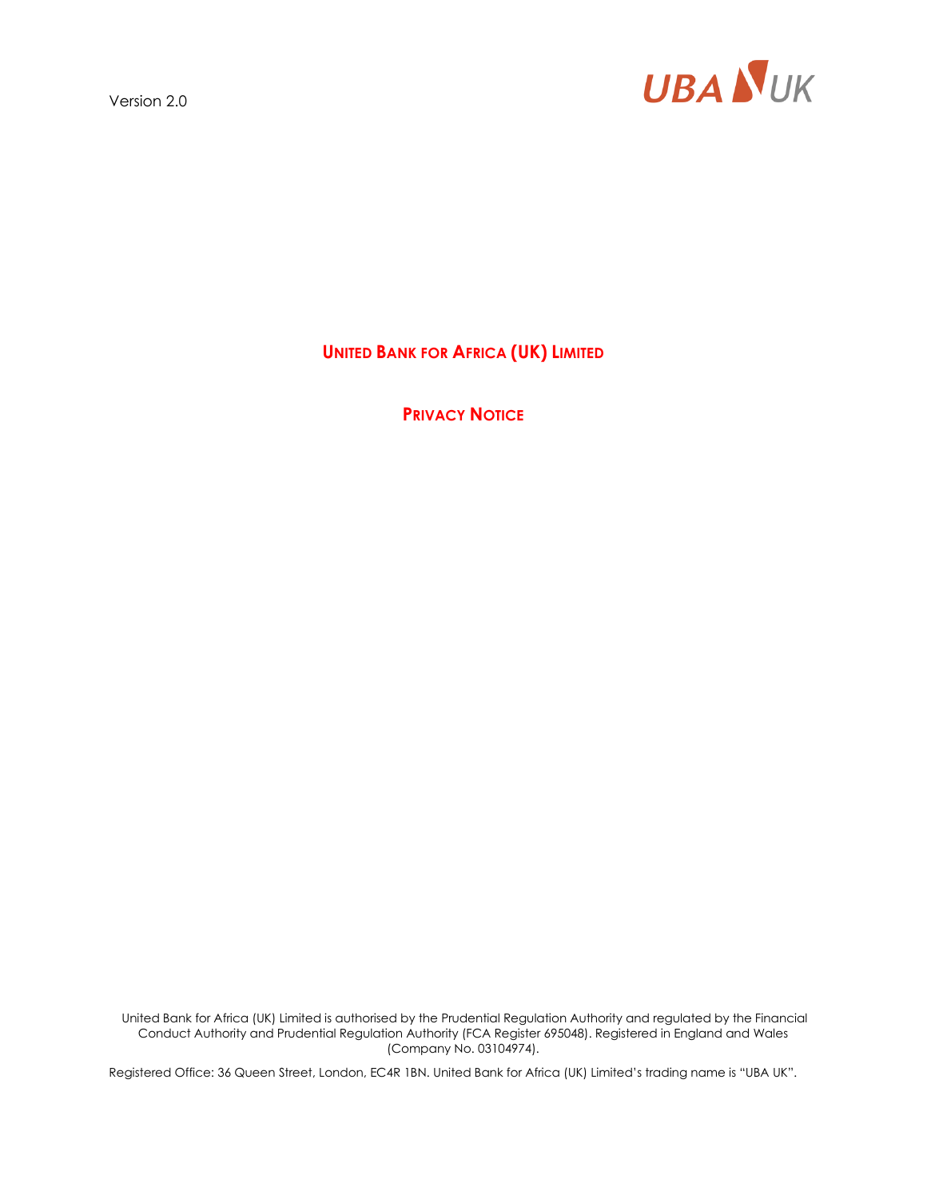Version 2.0

UBA UK

# UNITED BANK FOR AFRICA (UK) LIMITED

## PRIVACY NOTICE

United Bank for Africa (UK) Limited is authorised by the Prudential Regulation Authority and regulated by the Financial Conduct Authority and Prudential Regulation Authority (FCA Register 695048). Registered in England and Wales (Company No. 03104974).

Registered Office: 36 Queen Street, London, EC4R 1BN. United Bank for Africa (UK) Limited's trading name is "UBA UK".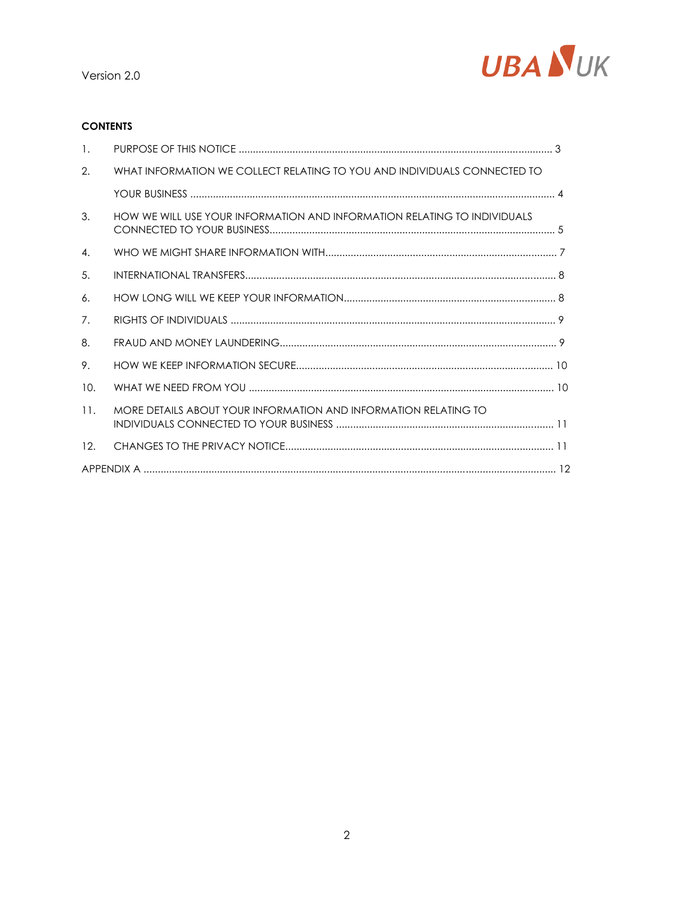**CONTENTS**

1. PURPOSE OF THIS NOTICE ..... 3
2. WHAT INFORMATION WE COLLECT RELATING TO YOU AND INDIVIDUALS CONNECTED TO YOUR BUSINESS ..... 4
3. HOW WE WILL USE YOUR INFORMATION AND INFORMATION RELATING TO INDIVIDUALS CONNECTED TO YOUR BUSINESS ..... 5
4. WHO WE MIGHT SHARE INFORMATION WITH ..... 7
5. INTERNATIONAL TRANSFERS ..... 8
6. HOW LONG WILL WE KEEP YOUR INFORMATION ..... 8
7. RIGHTS OF INDIVIDUALS ..... 9
8. FRAUD AND MONEY LAUNDERING ..... 9
9. HOW WE KEEP INFORMATION SECURE ..... 10
10. WHAT WE NEED FROM YOU ..... 10
11. MORE DETAILS ABOUT YOUR INFORMATION AND INFORMATION RELATING TO INDIVIDUALS CONNECTED TO YOUR BUSINESS ..... 11
12. CHANGES TO THE PRIVACY NOTICE ..... 11

APPENDIX A ..... 12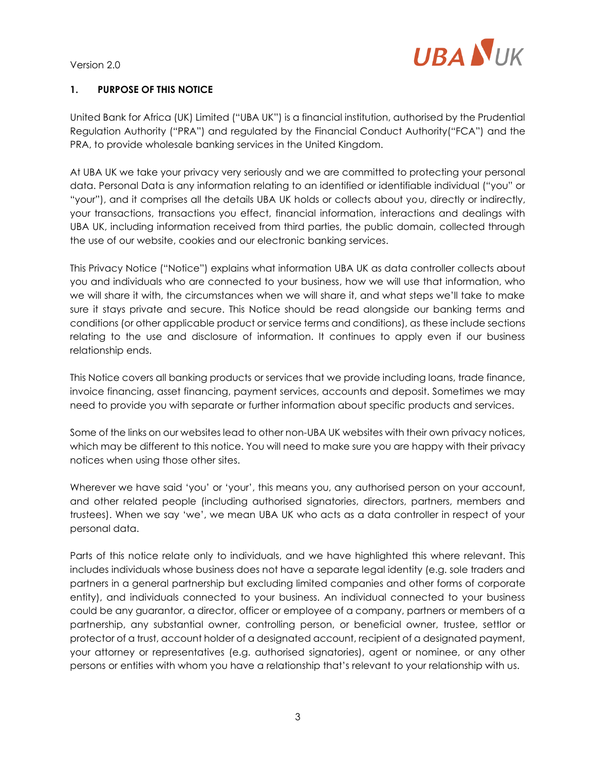## 1. PURPOSE OF THIS NOTICE

United Bank for Africa (UK) Limited ("UBA UK") is a financial institution, authorised by the Prudential Regulation Authority ("PRA") and regulated by the Financial Conduct Authority("FCA") and the PRA, to provide wholesale banking services in the United Kingdom.

At UBA UK we take your privacy very seriously and we are committed to protecting your personal data. Personal Data is any information relating to an identified or identifiable individual ("you" or "your"), and it comprises all the details UBA UK holds or collects about you, directly or indirectly, your transactions, transactions you effect, financial information, interactions and dealings with UBA UK, including information received from third parties, the public domain, collected through the use of our website, cookies and our electronic banking services.

This Privacy Notice ("Notice") explains what information UBA UK as data controller collects about you and individuals who are connected to your business, how we will use that information, who we will share it with, the circumstances when we will share it, and what steps we'll take to make sure it stays private and secure. This Notice should be read alongside our banking terms and conditions (or other applicable product or service terms and conditions), as these include sections relating to the use and disclosure of information. It continues to apply even if our business relationship ends.

This Notice covers all banking products or services that we provide including loans, trade finance, invoice financing, asset financing, payment services, accounts and deposit. Sometimes we may need to provide you with separate or further information about specific products and services.

Some of the links on our websites lead to other non-UBA UK websites with their own privacy notices, which may be different to this notice. You will need to make sure you are happy with their privacy notices when using those other sites.

Wherever we have said 'you' or 'your', this means you, any authorised person on your account, and other related people (including authorised signatories, directors, partners, members and trustees). When we say 'we', we mean UBA UK who acts as a data controller in respect of your personal data.

Parts of this notice relate only to individuals, and we have highlighted this where relevant. This includes individuals whose business does not have a separate legal identity (e.g. sole traders and partners in a general partnership but excluding limited companies and other forms of corporate entity), and individuals connected to your business. An individual connected to your business could be any guarantor, a director, officer or employee of a company, partners or members of a partnership, any substantial owner, controlling person, or beneficial owner, trustee, settlor or protector of a trust, account holder of a designated account, recipient of a designated payment, your attorney or representatives (e.g. authorised signatories), agent or nominee, or any other persons or entities with whom you have a relationship that's relevant to your relationship with us.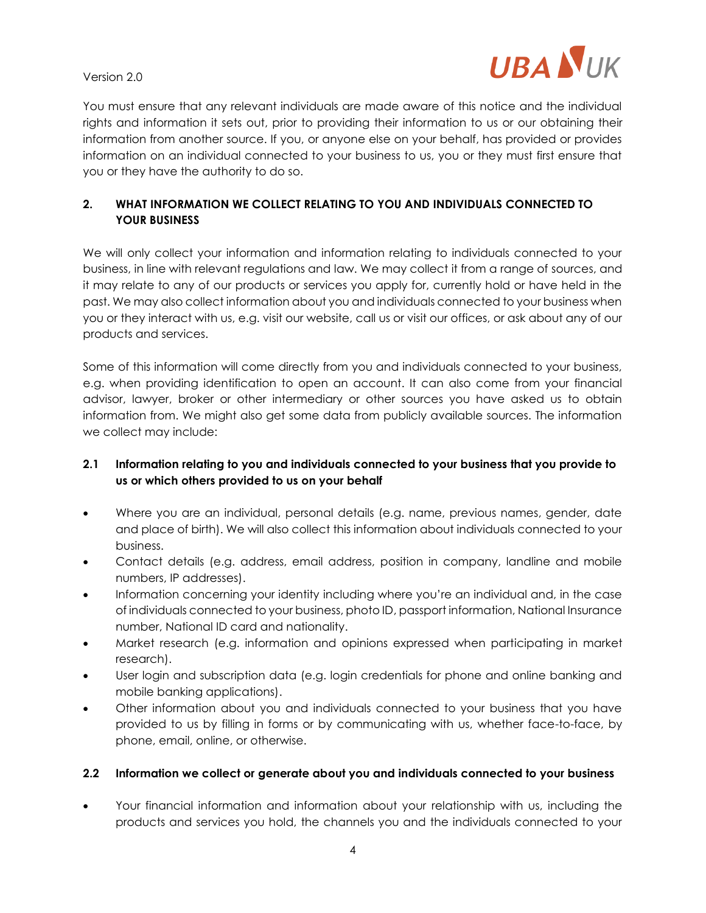You must ensure that any relevant individuals are made aware of this notice and the individual rights and information it sets out, prior to providing their information to us or our obtaining their information from another source. If you, or anyone else on your behalf, has provided or provides information on an individual connected to your business to us, you or they must first ensure that you or they have the authority to do so.

## 2. WHAT INFORMATION WE COLLECT RELATING TO YOU AND INDIVIDUALS CONNECTED TO YOUR BUSINESS

We will only collect your information and information relating to individuals connected to your business, in line with relevant regulations and law. We may collect it from a range of sources, and it may relate to any of our products or services you apply for, currently hold or have held in the past. We may also collect information about you and individuals connected to your business when you or they interact with us, e.g. visit our website, call us or visit our offices, or ask about any of our products and services.

Some of this information will come directly from you and individuals connected to your business, e.g. when providing identification to open an account. It can also come from your financial advisor, lawyer, broker or other intermediary or other sources you have asked us to obtain information from. We might also get some data from publicly available sources. The information we collect may include:

### 2.1 Information relating to you and individuals connected to your business that you provide to us or which others provided to us on your behalf

- Where you are an individual, personal details (e.g. name, previous names, gender, date and place of birth). We will also collect this information about individuals connected to your business.
- Contact details (e.g. address, email address, position in company, landline and mobile numbers, IP addresses).
- Information concerning your identity including where you're an individual and, in the case of individuals connected to your business, photo ID, passport information, National Insurance number, National ID card and nationality.
- Market research (e.g. information and opinions expressed when participating in market research).
- User login and subscription data (e.g. login credentials for phone and online banking and mobile banking applications).
- Other information about you and individuals connected to your business that you have provided to us by filling in forms or by communicating with us, whether face-to-face, by phone, email, online, or otherwise.

### 2.2 Information we collect or generate about you and individuals connected to your business

- Your financial information and information about your relationship with us, including the products and services you hold, the channels you and the individuals connected to your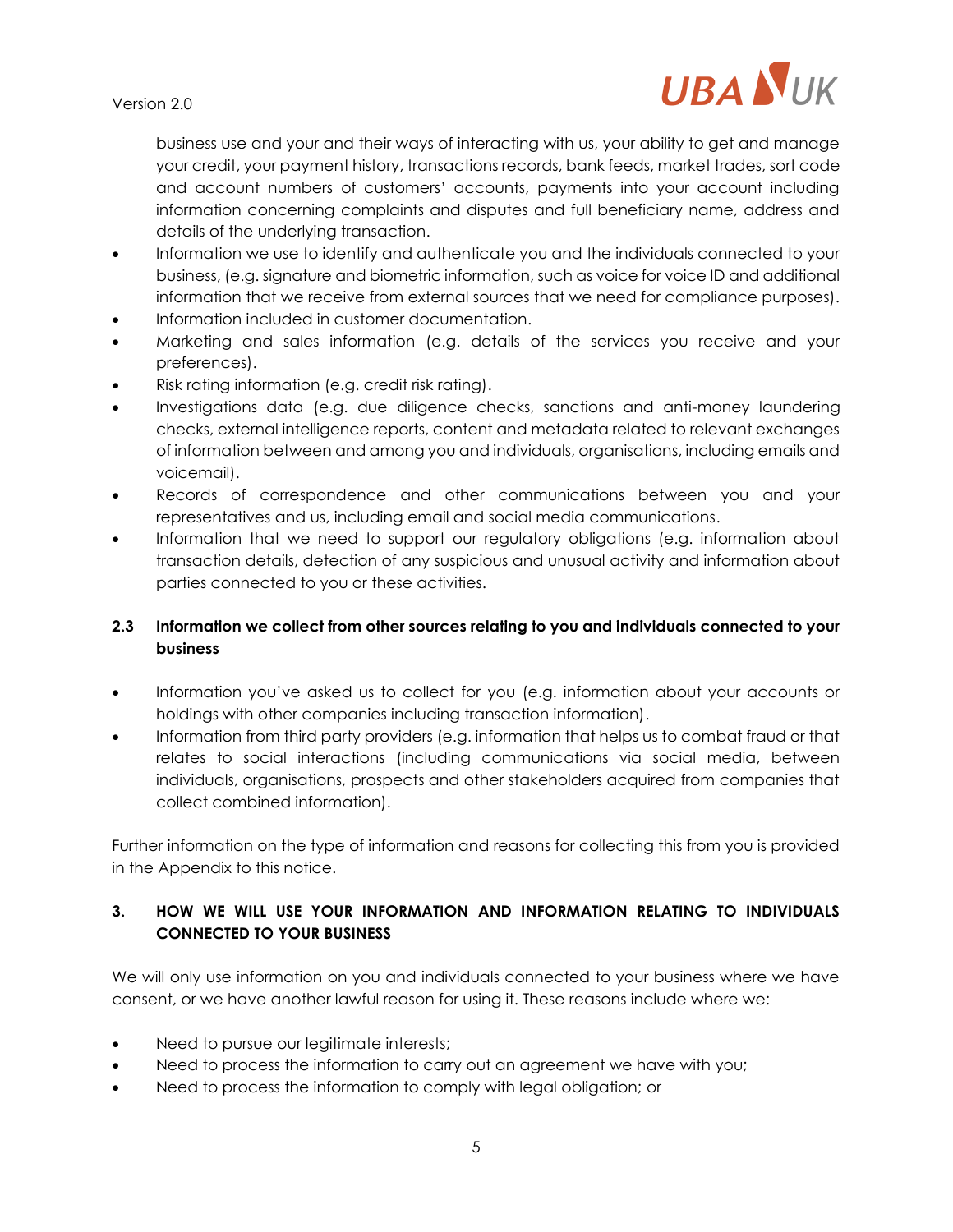business use and your and their ways of interacting with us, your ability to get and manage your credit, your payment history, transactions records, bank feeds, market trades, sort code and account numbers of customers' accounts, payments into your account including information concerning complaints and disputes and full beneficiary name, address and details of the underlying transaction.

- Information we use to identify and authenticate you and the individuals connected to your business, (e.g. signature and biometric information, such as voice for voice ID and additional information that we receive from external sources that we need for compliance purposes).
- Information included in customer documentation.
- Marketing and sales information (e.g. details of the services you receive and your preferences).
- Risk rating information (e.g. credit risk rating).
- Investigations data (e.g. due diligence checks, sanctions and anti-money laundering checks, external intelligence reports, content and metadata related to relevant exchanges of information between and among you and individuals, organisations, including emails and voicemail).
- Records of correspondence and other communications between you and your representatives and us, including email and social media communications.
- Information that we need to support our regulatory obligations (e.g. information about transaction details, detection of any suspicious and unusual activity and information about parties connected to you or these activities.

### 2.3 Information we collect from other sources relating to you and individuals connected to your business

- Information you've asked us to collect for you (e.g. information about your accounts or holdings with other companies including transaction information).
- Information from third party providers (e.g. information that helps us to combat fraud or that relates to social interactions (including communications via social media, between individuals, organisations, prospects and other stakeholders acquired from companies that collect combined information).

Further information on the type of information and reasons for collecting this from you is provided in the Appendix to this notice.

## 3. HOW WE WILL USE YOUR INFORMATION AND INFORMATION RELATING TO INDIVIDUALS CONNECTED TO YOUR BUSINESS

We will only use information on you and individuals connected to your business where we have consent, or we have another lawful reason for using it. These reasons include where we:

- Need to pursue our legitimate interests;
- Need to process the information to carry out an agreement we have with you;
- Need to process the information to comply with legal obligation; or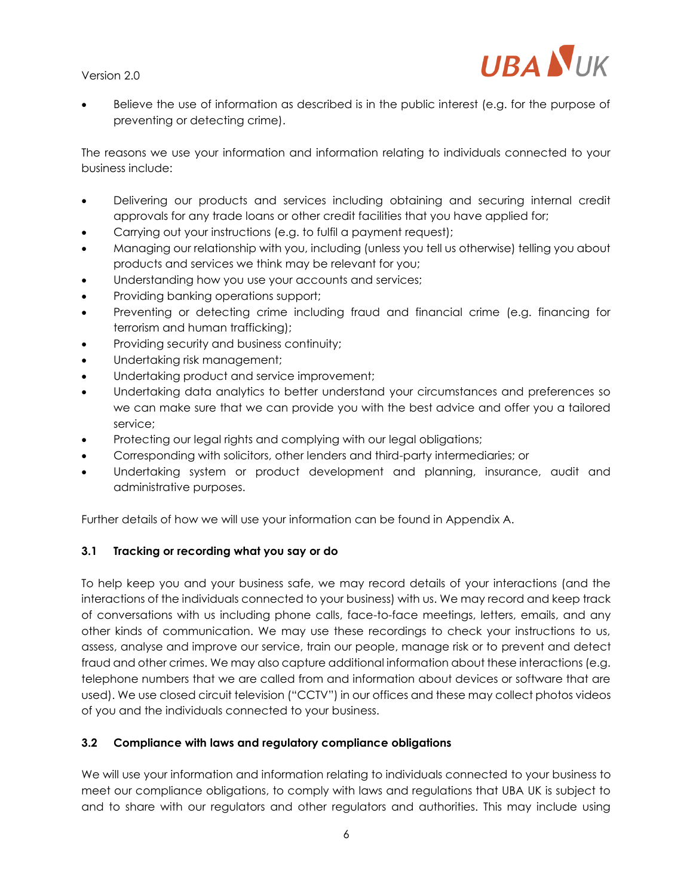- Believe the use of information as described is in the public interest (e.g. for the purpose of preventing or detecting crime).

The reasons we use your information and information relating to individuals connected to your business include:

- Delivering our products and services including obtaining and securing internal credit approvals for any trade loans or other credit facilities that you have applied for;
- Carrying out your instructions (e.g. to fulfil a payment request);
- Managing our relationship with you, including (unless you tell us otherwise) telling you about products and services we think may be relevant for you;
- Understanding how you use your accounts and services;
- Providing banking operations support;
- Preventing or detecting crime including fraud and financial crime (e.g. financing for terrorism and human trafficking);
- Providing security and business continuity;
- Undertaking risk management;
- Undertaking product and service improvement;
- Undertaking data analytics to better understand your circumstances and preferences so we can make sure that we can provide you with the best advice and offer you a tailored service;
- Protecting our legal rights and complying with our legal obligations;
- Corresponding with solicitors, other lenders and third-party intermediaries; or
- Undertaking system or product development and planning, insurance, audit and administrative purposes.

Further details of how we will use your information can be found in Appendix A.

### 3.1 Tracking or recording what you say or do

To help keep you and your business safe, we may record details of your interactions (and the interactions of the individuals connected to your business) with us. We may record and keep track of conversations with us including phone calls, face-to-face meetings, letters, emails, and any other kinds of communication. We may use these recordings to check your instructions to us, assess, analyse and improve our service, train our people, manage risk or to prevent and detect fraud and other crimes. We may also capture additional information about these interactions (e.g. telephone numbers that we are called from and information about devices or software that are used). We use closed circuit television ("CCTV") in our offices and these may collect photos videos of you and the individuals connected to your business.

### 3.2 Compliance with laws and regulatory compliance obligations

We will use your information and information relating to individuals connected to your business to meet our compliance obligations, to comply with laws and regulations that UBA UK is subject to and to share with our regulators and other regulators and authorities. This may include using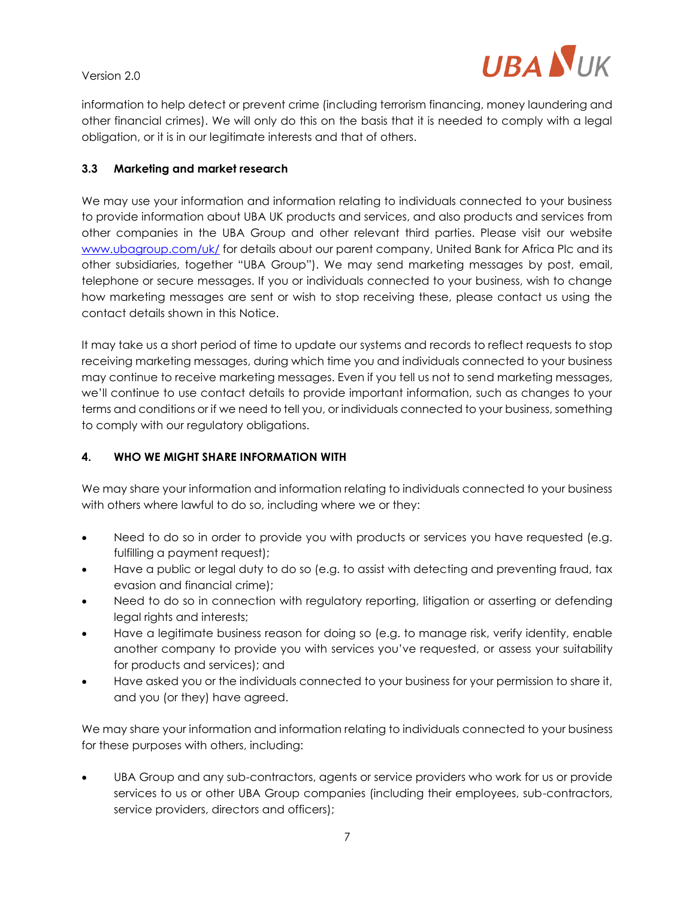information to help detect or prevent crime (including terrorism financing, money laundering and other financial crimes). We will only do this on the basis that it is needed to comply with a legal obligation, or it is in our legitimate interests and that of others.

### 3.3 Marketing and market research

We may use your information and information relating to individuals connected to your business to provide information about UBA UK products and services, and also products and services from other companies in the UBA Group and other relevant third parties. Please visit our website www.ubagroup.com/uk/ for details about our parent company, United Bank for Africa Plc and its other subsidiaries, together "UBA Group"). We may send marketing messages by post, email, telephone or secure messages. If you or individuals connected to your business, wish to change how marketing messages are sent or wish to stop receiving these, please contact us using the contact details shown in this Notice.

It may take us a short period of time to update our systems and records to reflect requests to stop receiving marketing messages, during which time you and individuals connected to your business may continue to receive marketing messages. Even if you tell us not to send marketing messages, we'll continue to use contact details to provide important information, such as changes to your terms and conditions or if we need to tell you, or individuals connected to your business, something to comply with our regulatory obligations.

## 4. WHO WE MIGHT SHARE INFORMATION WITH

We may share your information and information relating to individuals connected to your business with others where lawful to do so, including where we or they:

- Need to do so in order to provide you with products or services you have requested (e.g. fulfilling a payment request);
- Have a public or legal duty to do so (e.g. to assist with detecting and preventing fraud, tax evasion and financial crime);
- Need to do so in connection with regulatory reporting, litigation or asserting or defending legal rights and interests;
- Have a legitimate business reason for doing so (e.g. to manage risk, verify identity, enable another company to provide you with services you've requested, or assess your suitability for products and services); and
- Have asked you or the individuals connected to your business for your permission to share it, and you (or they) have agreed.

We may share your information and information relating to individuals connected to your business for these purposes with others, including:

- UBA Group and any sub-contractors, agents or service providers who work for us or provide services to us or other UBA Group companies (including their employees, sub-contractors, service providers, directors and officers);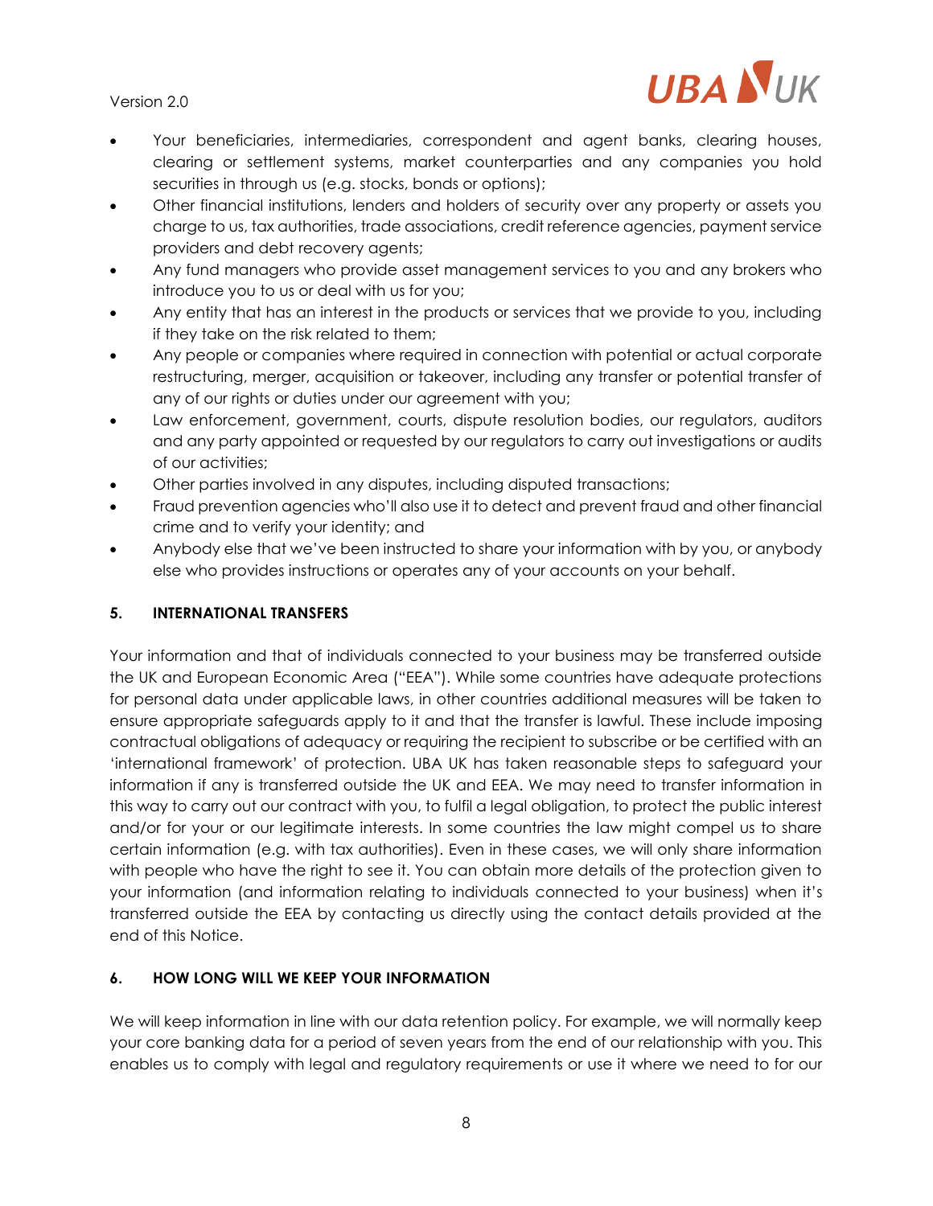- Your beneficiaries, intermediaries, correspondent and agent banks, clearing houses, clearing or settlement systems, market counterparties and any companies you hold securities in through us (e.g. stocks, bonds or options);
- Other financial institutions, lenders and holders of security over any property or assets you charge to us, tax authorities, trade associations, credit reference agencies, payment service providers and debt recovery agents;
- Any fund managers who provide asset management services to you and any brokers who introduce you to us or deal with us for you;
- Any entity that has an interest in the products or services that we provide to you, including if they take on the risk related to them;
- Any people or companies where required in connection with potential or actual corporate restructuring, merger, acquisition or takeover, including any transfer or potential transfer of any of our rights or duties under our agreement with you;
- Law enforcement, government, courts, dispute resolution bodies, our regulators, auditors and any party appointed or requested by our regulators to carry out investigations or audits of our activities;
- Other parties involved in any disputes, including disputed transactions;
- Fraud prevention agencies who'll also use it to detect and prevent fraud and other financial crime and to verify your identity; and
- Anybody else that we've been instructed to share your information with by you, or anybody else who provides instructions or operates any of your accounts on your behalf.

## 5. INTERNATIONAL TRANSFERS

Your information and that of individuals connected to your business may be transferred outside the UK and European Economic Area ("EEA"). While some countries have adequate protections for personal data under applicable laws, in other countries additional measures will be taken to ensure appropriate safeguards apply to it and that the transfer is lawful. These include imposing contractual obligations of adequacy or requiring the recipient to subscribe or be certified with an 'international framework' of protection. UBA UK has taken reasonable steps to safeguard your information if any is transferred outside the UK and EEA. We may need to transfer information in this way to carry out our contract with you, to fulfil a legal obligation, to protect the public interest and/or for your or our legitimate interests. In some countries the law might compel us to share certain information (e.g. with tax authorities). Even in these cases, we will only share information with people who have the right to see it. You can obtain more details of the protection given to your information (and information relating to individuals connected to your business) when it's transferred outside the EEA by contacting us directly using the contact details provided at the end of this Notice.

## 6. HOW LONG WILL WE KEEP YOUR INFORMATION

We will keep information in line with our data retention policy. For example, we will normally keep your core banking data for a period of seven years from the end of our relationship with you. This enables us to comply with legal and regulatory requirements or use it where we need to for our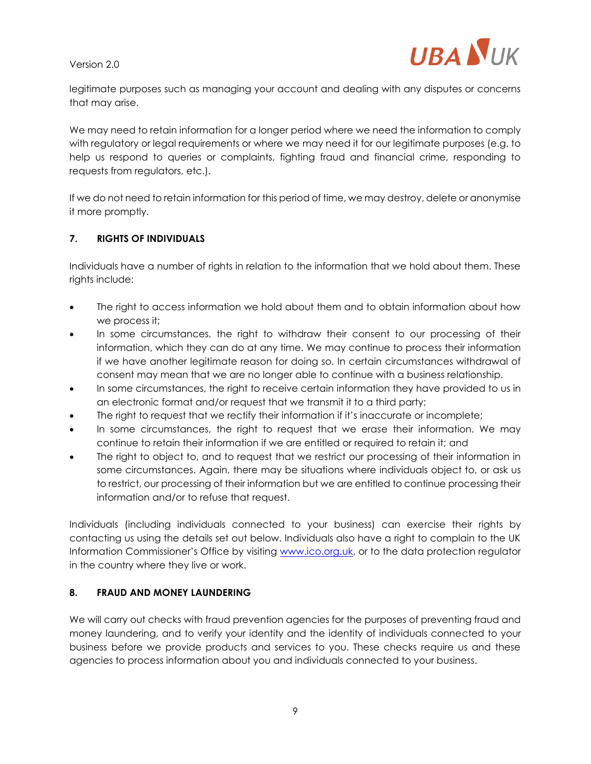legitimate purposes such as managing your account and dealing with any disputes or concerns that may arise.

We may need to retain information for a longer period where we need the information to comply with regulatory or legal requirements or where we may need it for our legitimate purposes (e.g. to help us respond to queries or complaints, fighting fraud and financial crime, responding to requests from regulators, etc.).

If we do not need to retain information for this period of time, we may destroy, delete or anonymise it more promptly.

## 7. RIGHTS OF INDIVIDUALS

Individuals have a number of rights in relation to the information that we hold about them. These rights include:

- The right to access information we hold about them and to obtain information about how we process it;
- In some circumstances, the right to withdraw their consent to our processing of their information, which they can do at any time. We may continue to process their information if we have another legitimate reason for doing so. In certain circumstances withdrawal of consent may mean that we are no longer able to continue with a business relationship.
- In some circumstances, the right to receive certain information they have provided to us in an electronic format and/or request that we transmit it to a third party;
- The right to request that we rectify their information if it's inaccurate or incomplete;
- In some circumstances, the right to request that we erase their information. We may continue to retain their information if we are entitled or required to retain it; and
- The right to object to, and to request that we restrict our processing of their information in some circumstances. Again, there may be situations where individuals object to, or ask us to restrict, our processing of their information but we are entitled to continue processing their information and/or to refuse that request.

Individuals (including individuals connected to your business) can exercise their rights by contacting us using the details set out below. Individuals also have a right to complain to the UK Information Commissioner's Office by visiting www.ico.org.uk, or to the data protection regulator in the country where they live or work.

## 8. FRAUD AND MONEY LAUNDERING

We will carry out checks with fraud prevention agencies for the purposes of preventing fraud and money laundering, and to verify your identity and the identity of individuals connected to your business before we provide products and services to you. These checks require us and these agencies to process information about you and individuals connected to your business.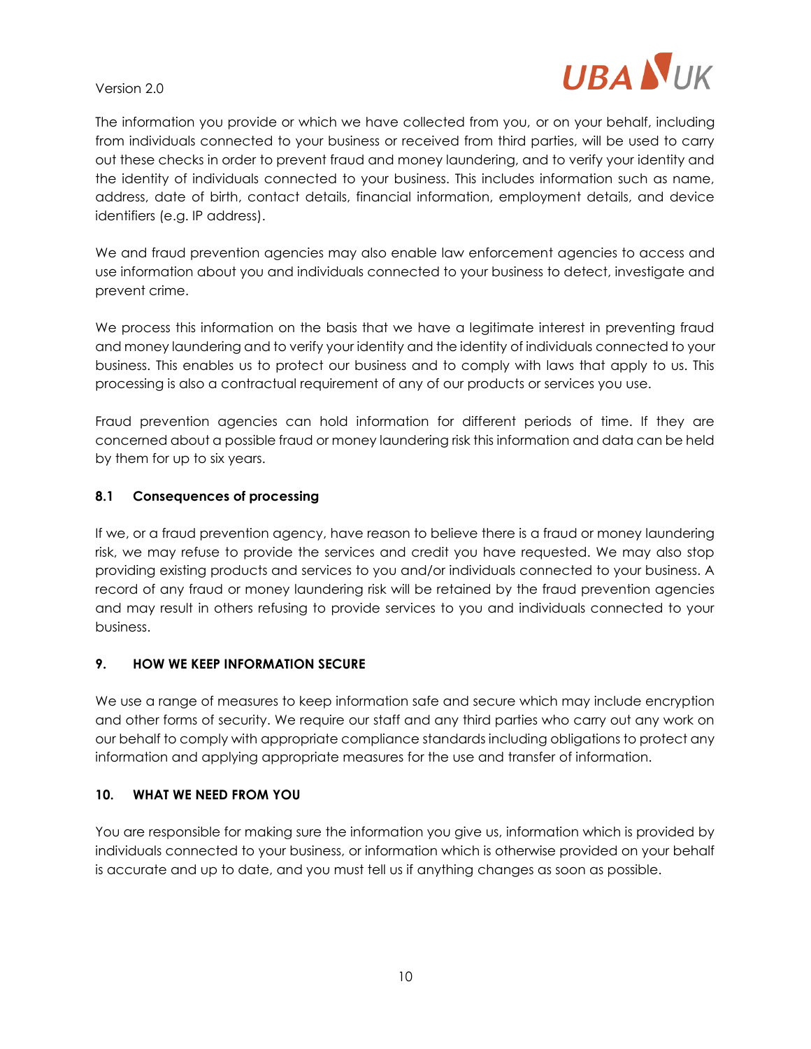The information you provide or which we have collected from you, or on your behalf, including from individuals connected to your business or received from third parties, will be used to carry out these checks in order to prevent fraud and money laundering, and to verify your identity and the identity of individuals connected to your business. This includes information such as name, address, date of birth, contact details, financial information, employment details, and device identifiers (e.g. IP address).

We and fraud prevention agencies may also enable law enforcement agencies to access and use information about you and individuals connected to your business to detect, investigate and prevent crime.

We process this information on the basis that we have a legitimate interest in preventing fraud and money laundering and to verify your identity and the identity of individuals connected to your business. This enables us to protect our business and to comply with laws that apply to us. This processing is also a contractual requirement of any of our products or services you use.

Fraud prevention agencies can hold information for different periods of time. If they are concerned about a possible fraud or money laundering risk this information and data can be held by them for up to six years.

### 8.1 Consequences of processing

If we, or a fraud prevention agency, have reason to believe there is a fraud or money laundering risk, we may refuse to provide the services and credit you have requested. We may also stop providing existing products and services to you and/or individuals connected to your business. A record of any fraud or money laundering risk will be retained by the fraud prevention agencies and may result in others refusing to provide services to you and individuals connected to your business.

## 9. HOW WE KEEP INFORMATION SECURE

We use a range of measures to keep information safe and secure which may include encryption and other forms of security. We require our staff and any third parties who carry out any work on our behalf to comply with appropriate compliance standards including obligations to protect any information and applying appropriate measures for the use and transfer of information.

## 10. WHAT WE NEED FROM YOU

You are responsible for making sure the information you give us, information which is provided by individuals connected to your business, or information which is otherwise provided on your behalf is accurate and up to date, and you must tell us if anything changes as soon as possible.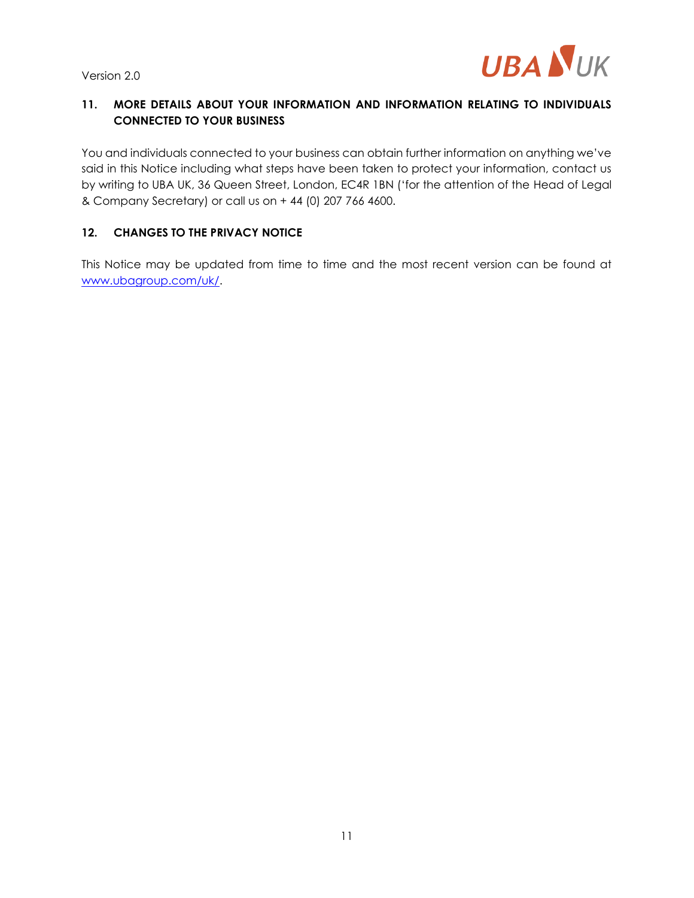## 11. MORE DETAILS ABOUT YOUR INFORMATION AND INFORMATION RELATING TO INDIVIDUALS CONNECTED TO YOUR BUSINESS

You and individuals connected to your business can obtain further information on anything we've said in this Notice including what steps have been taken to protect your information, contact us by writing to UBA UK, 36 Queen Street, London, EC4R 1BN ('for the attention of the Head of Legal & Company Secretary) or call us on + 44 (0) 207 766 4600.

## 12. CHANGES TO THE PRIVACY NOTICE

This Notice may be updated from time to time and the most recent version can be found at www.ubagroup.com/uk/.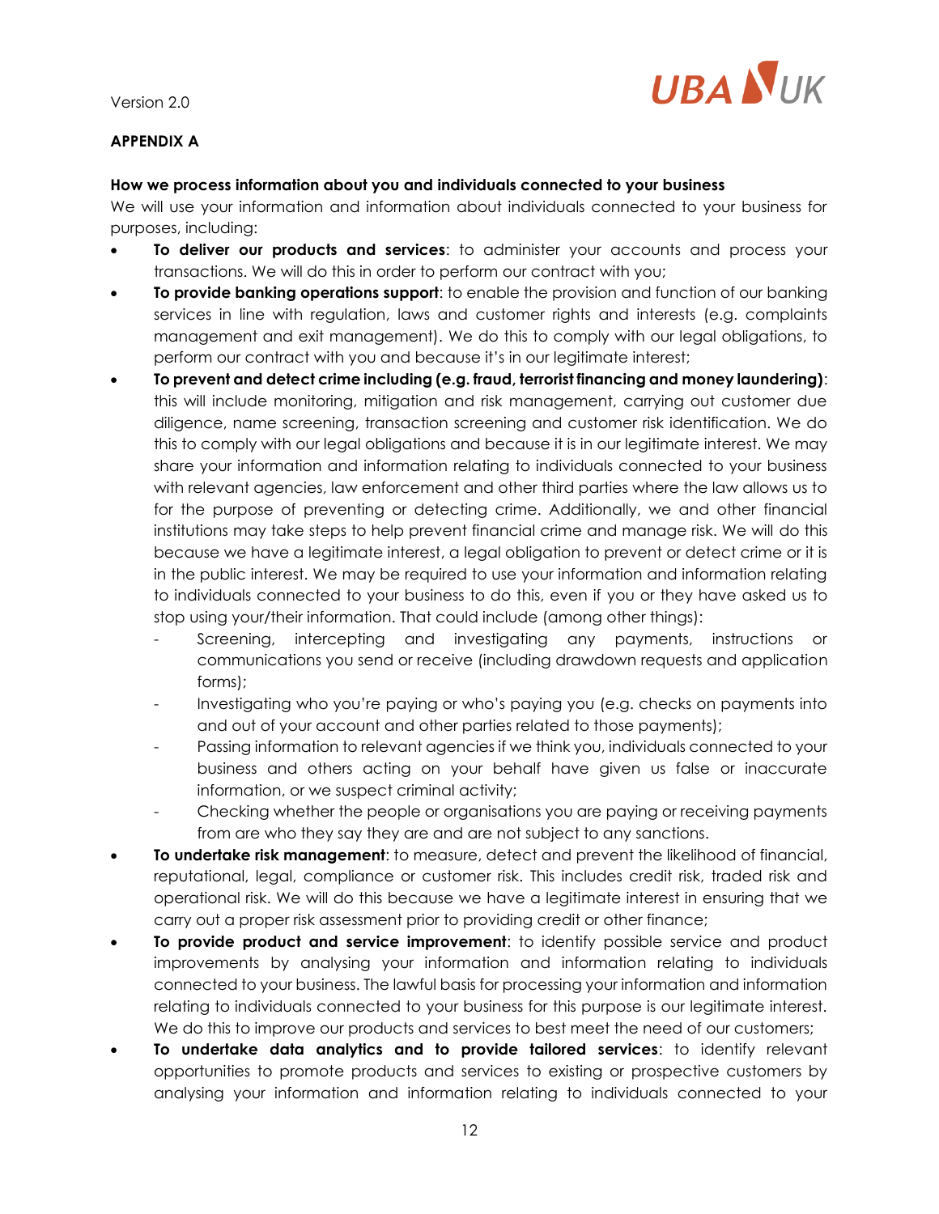Version 2.0

**APPENDIX A**

**How we process information about you and individuals connected to your business**

We will use your information and information about individuals connected to your business for purposes, including:

- **To deliver our products and services**: to administer your accounts and process your transactions. We will do this in order to perform our contract with you;
- **To provide banking operations support**: to enable the provision and function of our banking services in line with regulation, laws and customer rights and interests (e.g. complaints management and exit management). We do this to comply with our legal obligations, to perform our contract with you and because it's in our legitimate interest;
- **To prevent and detect crime including (e.g. fraud, terrorist financing and money laundering)**: this will include monitoring, mitigation and risk management, carrying out customer due diligence, name screening, transaction screening and customer risk identification. We do this to comply with our legal obligations and because it is in our legitimate interest. We may share your information and information relating to individuals connected to your business with relevant agencies, law enforcement and other third parties where the law allows us to for the purpose of preventing or detecting crime. Additionally, we and other financial institutions may take steps to help prevent financial crime and manage risk. We will do this because we have a legitimate interest, a legal obligation to prevent or detect crime or it is in the public interest. We may be required to use your information and information relating to individuals connected to your business to do this, even if you or they have asked us to stop using your/their information. That could include (among other things):
  - Screening, intercepting and investigating any payments, instructions or communications you send or receive (including drawdown requests and application forms);
  - Investigating who you're paying or who's paying you (e.g. checks on payments into and out of your account and other parties related to those payments);
  - Passing information to relevant agencies if we think you, individuals connected to your business and others acting on your behalf have given us false or inaccurate information, or we suspect criminal activity;
  - Checking whether the people or organisations you are paying or receiving payments from are who they say they are and are not subject to any sanctions.
- **To undertake risk management**: to measure, detect and prevent the likelihood of financial, reputational, legal, compliance or customer risk. This includes credit risk, traded risk and operational risk. We will do this because we have a legitimate interest in ensuring that we carry out a proper risk assessment prior to providing credit or other finance;
- **To provide product and service improvement**: to identify possible service and product improvements by analysing your information and information relating to individuals connected to your business. The lawful basis for processing your information and information relating to individuals connected to your business for this purpose is our legitimate interest. We do this to improve our products and services to best meet the need of our customers;
- **To undertake data analytics and to provide tailored services**: to identify relevant opportunities to promote products and services to existing or prospective customers by analysing your information and information relating to individuals connected to your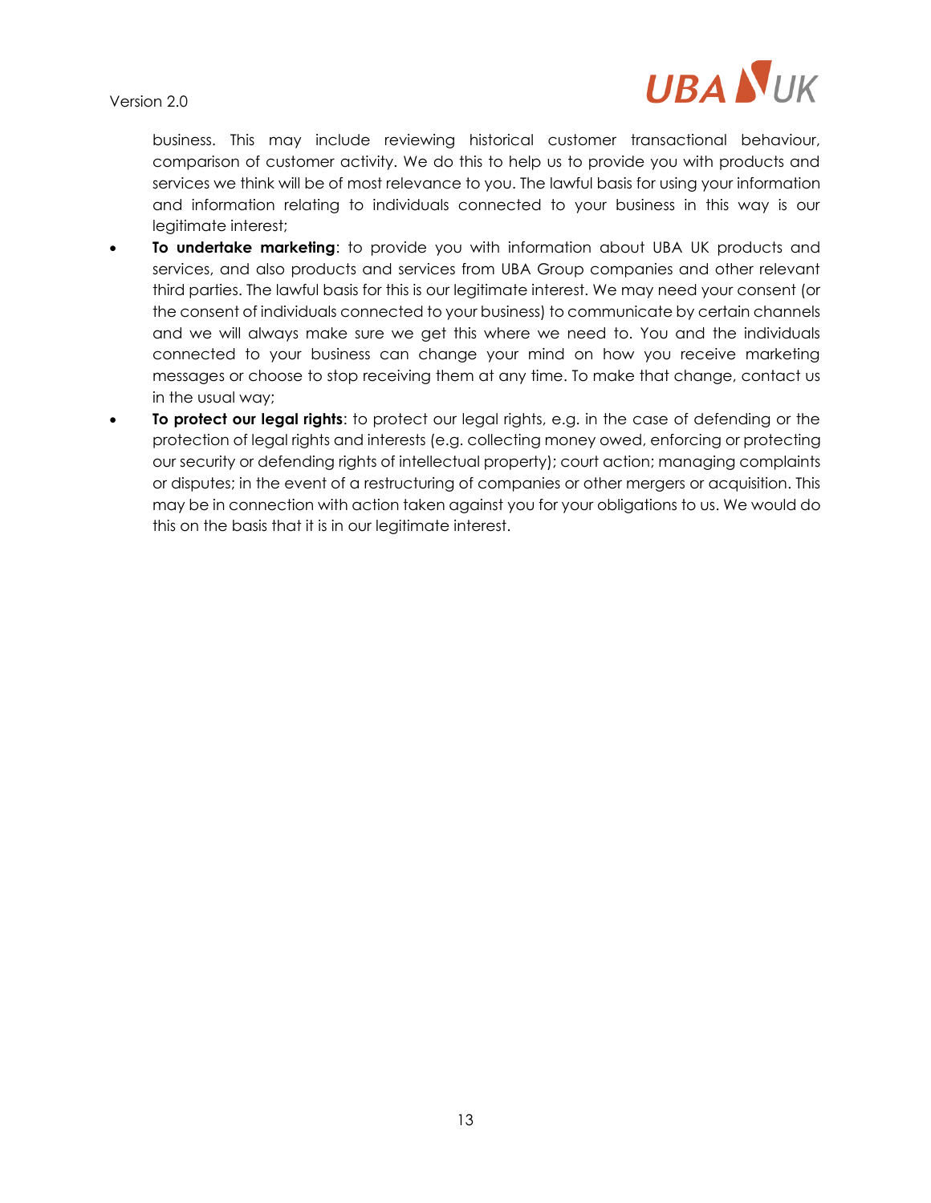business. This may include reviewing historical customer transactional behaviour, comparison of customer activity. We do this to help us to provide you with products and services we think will be of most relevance to you. The lawful basis for using your information and information relating to individuals connected to your business in this way is our legitimate interest;

- **To undertake marketing**: to provide you with information about UBA UK products and services, and also products and services from UBA Group companies and other relevant third parties. The lawful basis for this is our legitimate interest. We may need your consent (or the consent of individuals connected to your business) to communicate by certain channels and we will always make sure we get this where we need to. You and the individuals connected to your business can change your mind on how you receive marketing messages or choose to stop receiving them at any time. To make that change, contact us in the usual way;
- **To protect our legal rights**: to protect our legal rights, e.g. in the case of defending or the protection of legal rights and interests (e.g. collecting money owed, enforcing or protecting our security or defending rights of intellectual property); court action; managing complaints or disputes; in the event of a restructuring of companies or other mergers or acquisition. This may be in connection with action taken against you for your obligations to us. We would do this on the basis that it is in our legitimate interest.